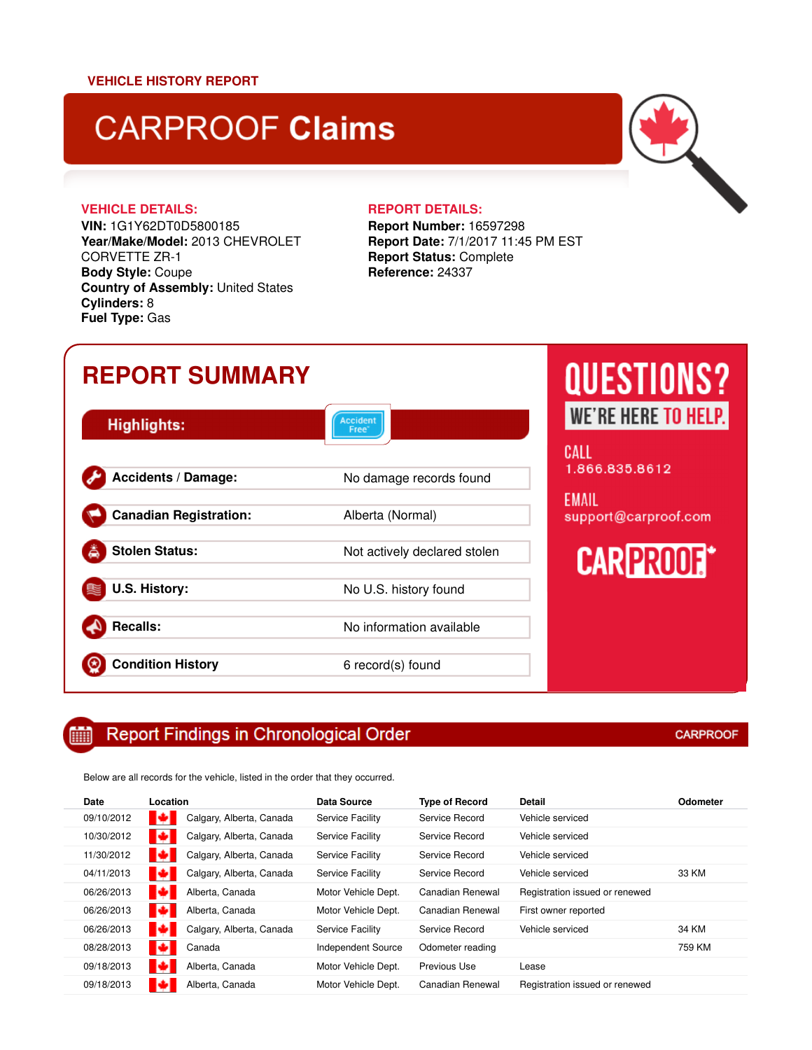VEHICLE HISTORY REPORT

# CARPROOF Claims

## VEHICLE DETAILS:

**VIN:** 1G1Y62DT0D5800185
**Year/Make/Model:** 2013 CHEVROLET CORVETTE ZR-1
**Body Style:** Coupe
**Country of Assembly:** United States
**Cylinders:** 8
**Fuel Type:** Gas

## REPORT DETAILS:

**Report Number:** 16597298
**Report Date:** 7/1/2017 11:45 PM EST
**Report Status:** Complete
**Reference:** 24337

## REPORT SUMMARY

**Highlights:** Accident Free

| | |
|---|---|
| **Accidents / Damage:** | No damage records found |
| **Canadian Registration:** | Alberta (Normal) |
| **Stolen Status:** | Not actively declared stolen |
| **U.S. History:** | No U.S. history found |
| **Recalls:** | No information available |
| **Condition History** | 6 record(s) found |

QUESTIONS?
WE'RE HERE TO HELP.

CALL
1.866.835.8612

EMAIL
support@carproof.com

CARPROOF

## Report Findings in Chronological Order

CARPROOF

Below are all records for the vehicle, listed in the order that they occurred.

| Date | Location | Data Source | Type of Record | Detail | Odometer |
|---|---|---|---|---|---|
| 09/10/2012 | Calgary, Alberta, Canada | Service Facility | Service Record | Vehicle serviced | |
| 10/30/2012 | Calgary, Alberta, Canada | Service Facility | Service Record | Vehicle serviced | |
| 11/30/2012 | Calgary, Alberta, Canada | Service Facility | Service Record | Vehicle serviced | |
| 04/11/2013 | Calgary, Alberta, Canada | Service Facility | Service Record | Vehicle serviced | 33 KM |
| 06/26/2013 | Alberta, Canada | Motor Vehicle Dept. | Canadian Renewal | Registration issued or renewed | |
| 06/26/2013 | Alberta, Canada | Motor Vehicle Dept. | Canadian Renewal | First owner reported | |
| 06/26/2013 | Calgary, Alberta, Canada | Service Facility | Service Record | Vehicle serviced | 34 KM |
| 08/28/2013 | Canada | Independent Source | Odometer reading | | 759 KM |
| 09/18/2013 | Alberta, Canada | Motor Vehicle Dept. | Previous Use | Lease | |
| 09/18/2013 | Alberta, Canada | Motor Vehicle Dept. | Canadian Renewal | Registration issued or renewed | |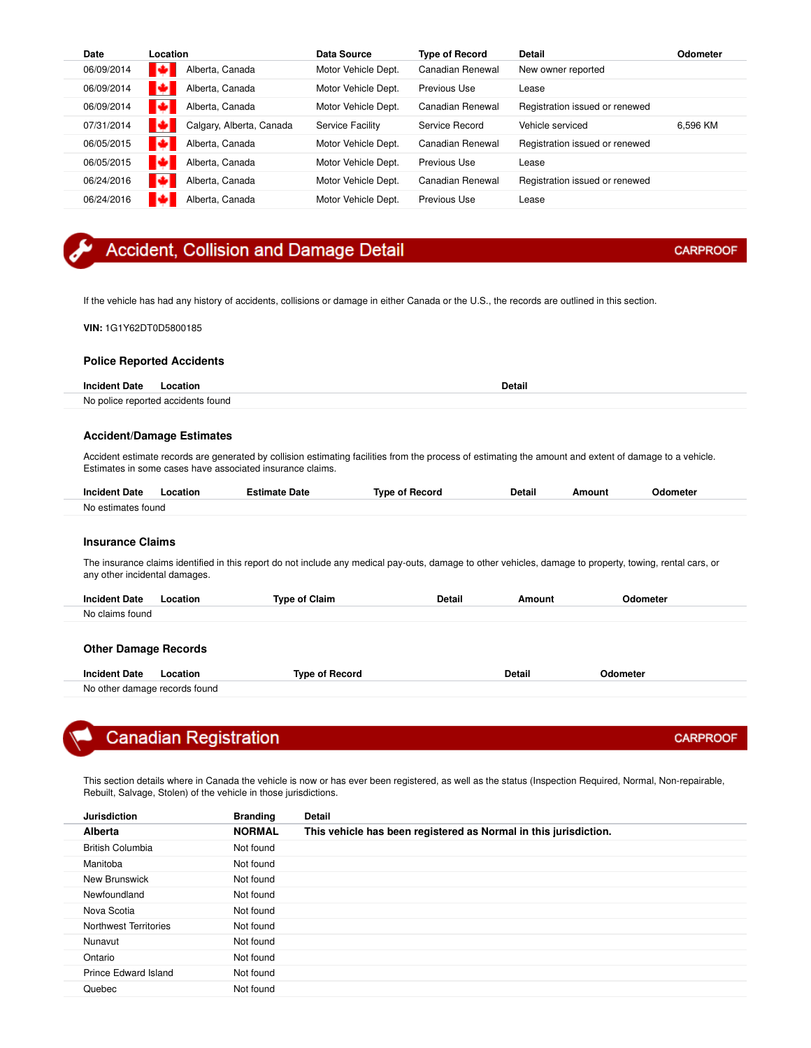| Date | Location | Data Source | Type of Record | Detail | Odometer |
|---|---|---|---|---|---|
| 06/09/2014 | Alberta, Canada | Motor Vehicle Dept. | Canadian Renewal | New owner reported | |
| 06/09/2014 | Alberta, Canada | Motor Vehicle Dept. | Previous Use | Lease | |
| 06/09/2014 | Alberta, Canada | Motor Vehicle Dept. | Canadian Renewal | Registration issued or renewed | |
| 07/31/2014 | Calgary, Alberta, Canada | Service Facility | Service Record | Vehicle serviced | 6,596 KM |
| 06/05/2015 | Alberta, Canada | Motor Vehicle Dept. | Canadian Renewal | Registration issued or renewed | |
| 06/05/2015 | Alberta, Canada | Motor Vehicle Dept. | Previous Use | Lease | |
| 06/24/2016 | Alberta, Canada | Motor Vehicle Dept. | Canadian Renewal | Registration issued or renewed | |
| 06/24/2016 | Alberta, Canada | Motor Vehicle Dept. | Previous Use | Lease | |

## Accident, Collision and Damage Detail

CARPROOF

If the vehicle has had any history of accidents, collisions or damage in either Canada or the U.S., the records are outlined in this section.

**VIN:** 1G1Y62DT0D5800185

### Police Reported Accidents

| Incident Date | Location | Detail |
|---|---|---|
| No police reported accidents found | | |

### Accident/Damage Estimates

Accident estimate records are generated by collision estimating facilities from the process of estimating the amount and extent of damage to a vehicle. Estimates in some cases have associated insurance claims.

| Incident Date | Location | Estimate Date | Type of Record | Detail | Amount | Odometer |
|---|---|---|---|---|---|---|
| No estimates found | | | | | | |

### Insurance Claims

The insurance claims identified in this report do not include any medical pay-outs, damage to other vehicles, damage to property, towing, rental cars, or any other incidental damages.

| Incident Date | Location | Type of Claim | Detail | Amount | Odometer |
|---|---|---|---|---|---|
| No claims found | | | | | |

### Other Damage Records

| Incident Date | Location | Type of Record | Detail | Odometer |
|---|---|---|---|---|
| No other damage records found | | | | |

## Canadian Registration

CARPROOF

This section details where in Canada the vehicle is now or has ever been registered, as well as the status (Inspection Required, Normal, Non-repairable, Rebuilt, Salvage, Stolen) of the vehicle in those jurisdictions.

| Jurisdiction | Branding | Detail |
|---|---|---|
| **Alberta** | **NORMAL** | **This vehicle has been registered as Normal in this jurisdiction.** |
| British Columbia | Not found | |
| Manitoba | Not found | |
| New Brunswick | Not found | |
| Newfoundland | Not found | |
| Nova Scotia | Not found | |
| Northwest Territories | Not found | |
| Nunavut | Not found | |
| Ontario | Not found | |
| Prince Edward Island | Not found | |
| Quebec | Not found | |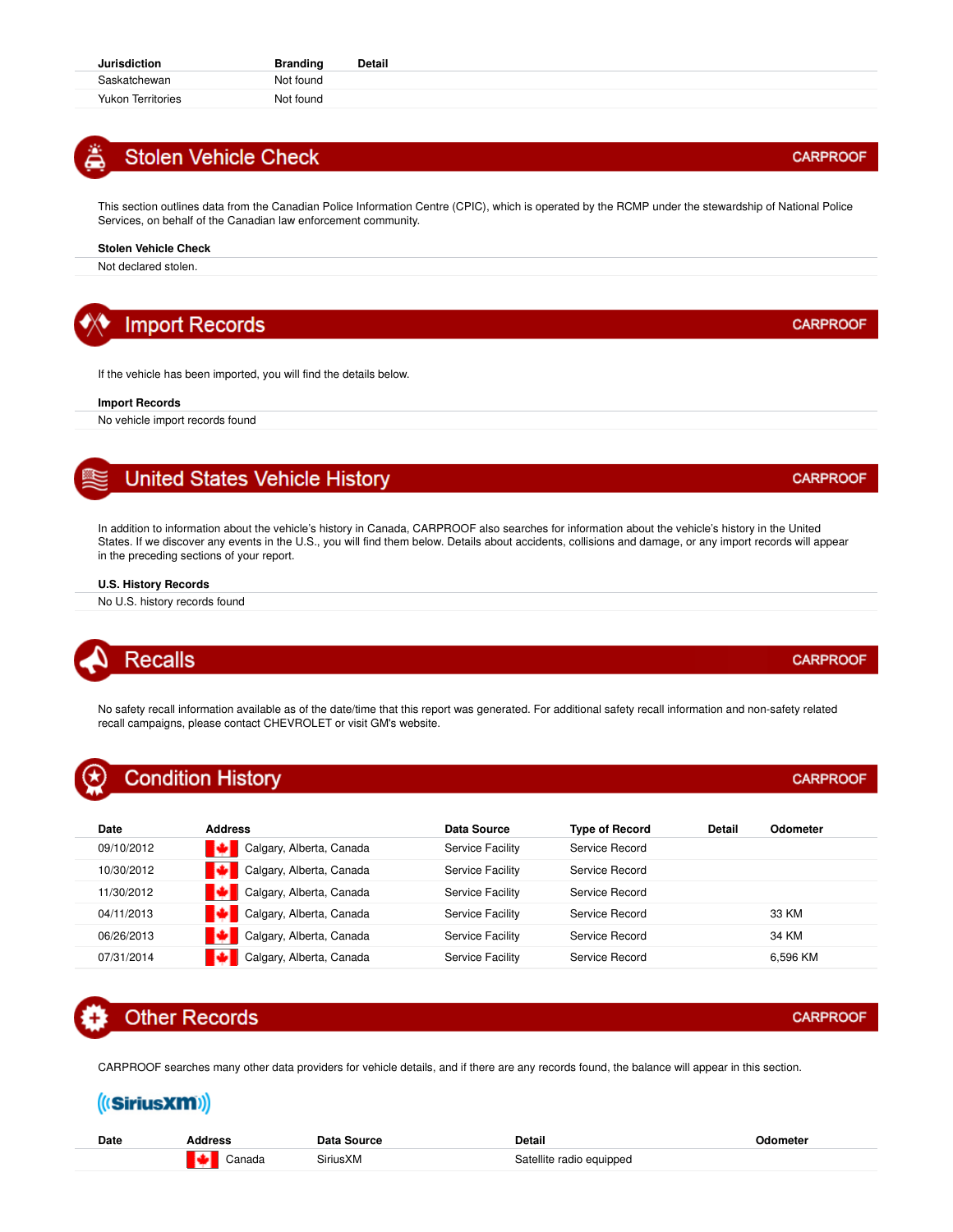| Jurisdiction | Branding | Detail |
|---|---|---|
| Saskatchewan | Not found | |
| Yukon Territories | Not found | |

## Stolen Vehicle Check

CARPROOF

This section outlines data from the Canadian Police Information Centre (CPIC), which is operated by the RCMP under the stewardship of National Police Services, on behalf of the Canadian law enforcement community.

| Stolen Vehicle Check |
|---|
| Not declared stolen. |

## Import Records

CARPROOF

If the vehicle has been imported, you will find the details below.

| Import Records |
|---|
| No vehicle import records found |

## United States Vehicle History

CARPROOF

In addition to information about the vehicle's history in Canada, CARPROOF also searches for information about the vehicle's history in the United States. If we discover any events in the U.S., you will find them below. Details about accidents, collisions and damage, or any import records will appear in the preceding sections of your report.

| U.S. History Records |
|---|
| No U.S. history records found |

## Recalls

CARPROOF

No safety recall information available as of the date/time that this report was generated. For additional safety recall information and non-safety related recall campaigns, please contact CHEVROLET or visit GM's website.

## Condition History

CARPROOF

| Date | Address | Data Source | Type of Record | Detail | Odometer |
|---|---|---|---|---|---|
| 09/10/2012 | Calgary, Alberta, Canada | Service Facility | Service Record | | |
| 10/30/2012 | Calgary, Alberta, Canada | Service Facility | Service Record | | |
| 11/30/2012 | Calgary, Alberta, Canada | Service Facility | Service Record | | |
| 04/11/2013 | Calgary, Alberta, Canada | Service Facility | Service Record | | 33 KM |
| 06/26/2013 | Calgary, Alberta, Canada | Service Facility | Service Record | | 34 KM |
| 07/31/2014 | Calgary, Alberta, Canada | Service Facility | Service Record | | 6,596 KM |

## Other Records

CARPROOF

CARPROOF searches many other data providers for vehicle details, and if there are any records found, the balance will appear in this section.

SiriusXM

| Date | Address | Data Source | Detail | Odometer |
|---|---|---|---|---|
| | Canada | SiriusXM | Satellite radio equipped | |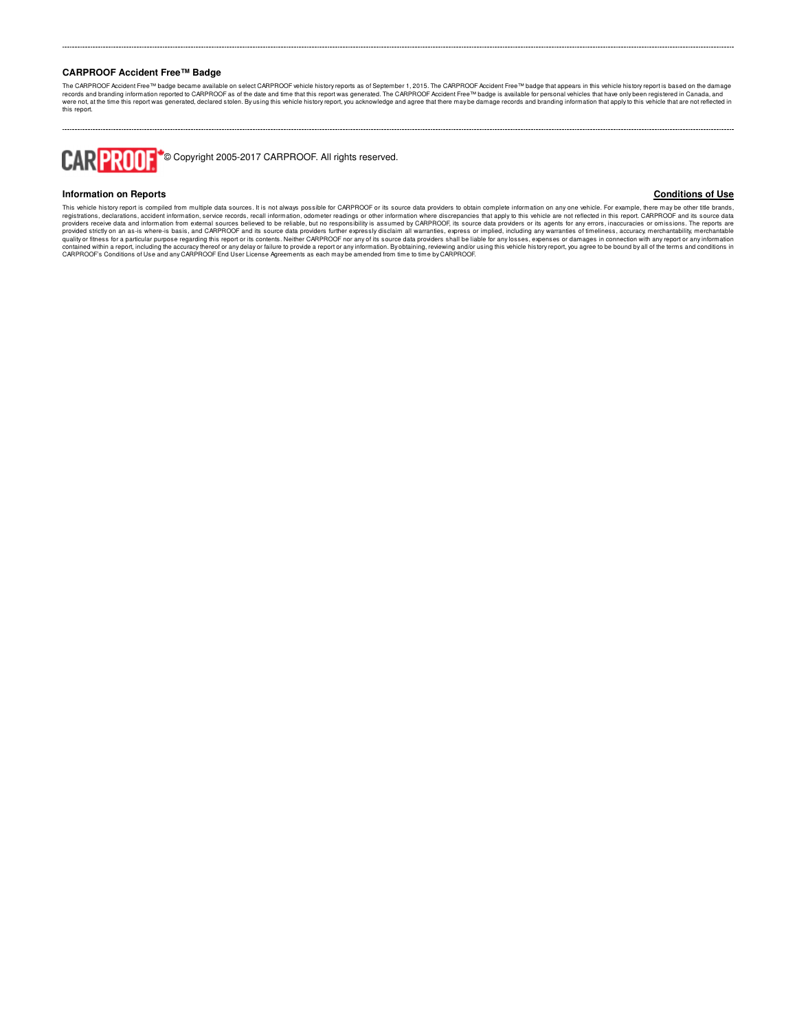---

### CARPROOF Accident Free™ Badge

The CARPROOF Accident Free™ badge became available on select CARPROOF vehicle history reports as of September 1, 2015. The CARPROOF Accident Free™ badge that appears in this vehicle history report is based on the damage records and branding information reported to CARPROOF as of the date and time that this report was generated. The CARPROOF Accident Free™ badge is available for personal vehicles that have only been registered in Canada, and were not, at the time this report was generated, declared stolen. By using this vehicle history report, you acknowledge and agree that there may be damage records and branding information that apply to this vehicle that are not reflected in this report.

---

CARPROOF © Copyright 2005-2017 CARPROOF. All rights reserved.

### Information on Reports

**Conditions of Use**

This vehicle history report is compiled from multiple data sources. It is not always possible for CARPROOF or its source data providers to obtain complete information on any one vehicle. For example, there may be other title brands, registrations, declarations, accident information, service records, recall information, odometer readings or other information where discrepancies that apply to this vehicle are not reflected in this report. CARPROOF and its source data providers receive data and information from external sources believed to be reliable, but no responsibility is assumed by CARPROOF, its source data providers or its agents for any errors, inaccuracies or omissions. The reports are provided strictly on an as-is where-is basis, and CARPROOF and its source data providers further expressly disclaim all warranties, express or implied, including any warranties of timeliness, accuracy, merchantability, merchantable quality or fitness for a particular purpose regarding this report or its contents. Neither CARPROOF nor any of its source data providers shall be liable for any losses, expenses or damages in connection with any report or any information contained within a report, including the accuracy thereof or any delay or failure to provide a report or any information. By obtaining, reviewing and/or using this vehicle history report, you agree to be bound by all of the terms and conditions in CARPROOF's Conditions of Use and any CARPROOF End User License Agreements as each may be amended from time to time by CARPROOF.